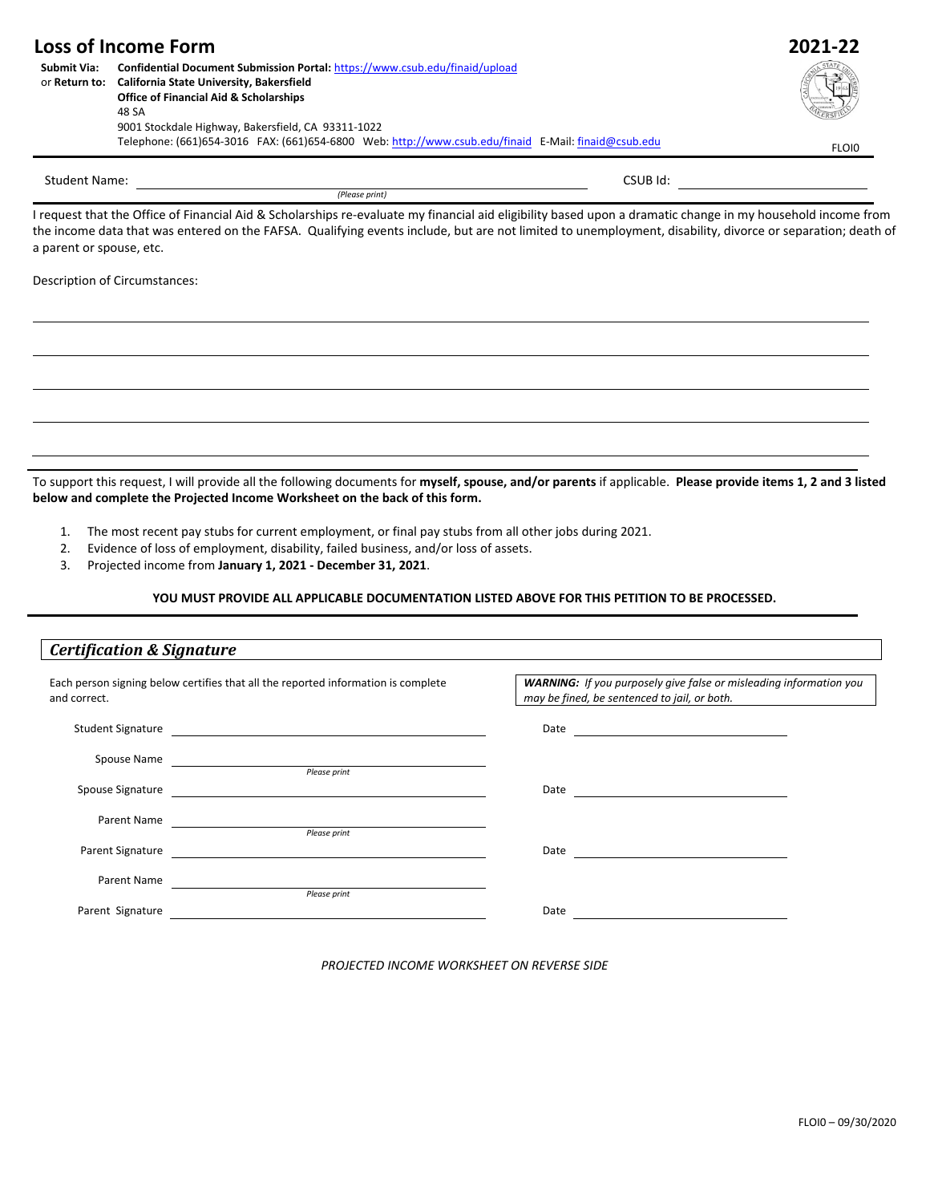# Loss of Income Form

**2021-22**

**Submit Via:** **Confidential Document Submission Portal:** https://www.csub.edu/finaid/upload
or **Return to:** **California State University, Bakersfield**
**Office of Financial Aid & Scholarships**
48 SA
9001 Stockdale Highway, Bakersfield, CA 93311-1022
Telephone: (661)654-3016 FAX: (661)654-6800 Web: http://www.csub.edu/finaid E-Mail: finaid@csub.edu

FLOI0

Student Name: ______________________________ CSUB Id: ______________
*(Please print)*

I request that the Office of Financial Aid & Scholarships re-evaluate my financial aid eligibility based upon a dramatic change in my household income from the income data that was entered on the FAFSA. Qualifying events include, but are not limited to unemployment, disability, divorce or separation; death of a parent or spouse, etc.

Description of Circumstances:

______________________________________________

______________________________________________

______________________________________________

______________________________________________

______________________________________________

To support this request, I will provide all the following documents for **myself, spouse, and/or parents** if applicable. **Please provide items 1, 2 and 3 listed below and complete the Projected Income Worksheet on the back of this form.**

1. The most recent pay stubs for current employment, or final pay stubs from all other jobs during 2021.
2. Evidence of loss of employment, disability, failed business, and/or loss of assets.
3. Projected income from **January 1, 2021 - December 31, 2021**.

**YOU MUST PROVIDE ALL APPLICABLE DOCUMENTATION LISTED ABOVE FOR THIS PETITION TO BE PROCESSED.**

## *Certification & Signature*

Each person signing below certifies that all the reported information is complete and correct.

***WARNING:** If you purposely give false or misleading information you may be fined, be sentenced to jail, or both.*

Student Signature ______________________________ Date ______________

Spouse Name ______________________________
*Please print*

Spouse Signature ______________________________ Date ______________

Parent Name ______________________________
*Please print*

Parent Signature ______________________________ Date ______________

Parent Name ______________________________
*Please print*

Parent Signature ______________________________ Date ______________

*PROJECTED INCOME WORKSHEET ON REVERSE SIDE*

FLOI0 – 09/30/2020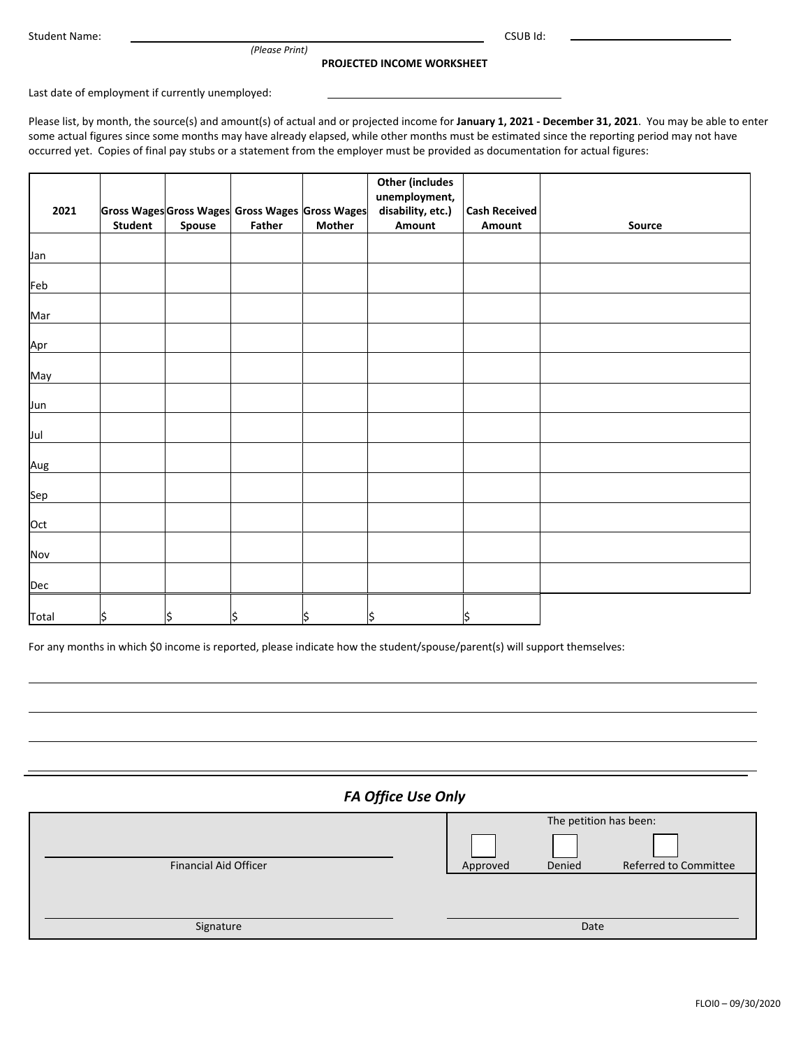Student Name: ______________________________ CSUB Id: ______________

*(Please Print)*

**PROJECTED INCOME WORKSHEET**

Last date of employment if currently unemployed: ______________________

Please list, by month, the source(s) and amount(s) of actual and or projected income for **January 1, 2021 - December 31, 2021**. You may be able to enter some actual figures since some months may have already elapsed, while other months must be estimated since the reporting period may not have occurred yet. Copies of final pay stubs or a statement from the employer must be provided as documentation for actual figures:

| 2021 | Gross Wages Student | Gross Wages Spouse | Gross Wages Father | Gross Wages Mother | Other (includes unemployment, disability, etc.) Amount | Cash Received Amount | Source |
|---|---|---|---|---|---|---|---|
| Jan | | | | | | | |
| Feb | | | | | | | |
| Mar | | | | | | | |
| Apr | | | | | | | |
| May | | | | | | | |
| Jun | | | | | | | |
| Jul | | | | | | | |
| Aug | | | | | | | |
| Sep | | | | | | | |
| Oct | | | | | | | |
| Nov | | | | | | | |
| Dec | | | | | | | |
| Total | $ | $ | $ | $ | $ | $ | |

For any months in which $0 income is reported, please indicate how the student/spouse/parent(s) will support themselves:

_______________________________________________

_______________________________________________

_______________________________________________

_______________________________________________

## *FA Office Use Only*

The petition has been:

☐ Approved ☐ Denied ☐ Referred to Committee

______________________ Financial Aid Officer

______________________ Signature

______________________ Date

FLOI0 – 09/30/2020